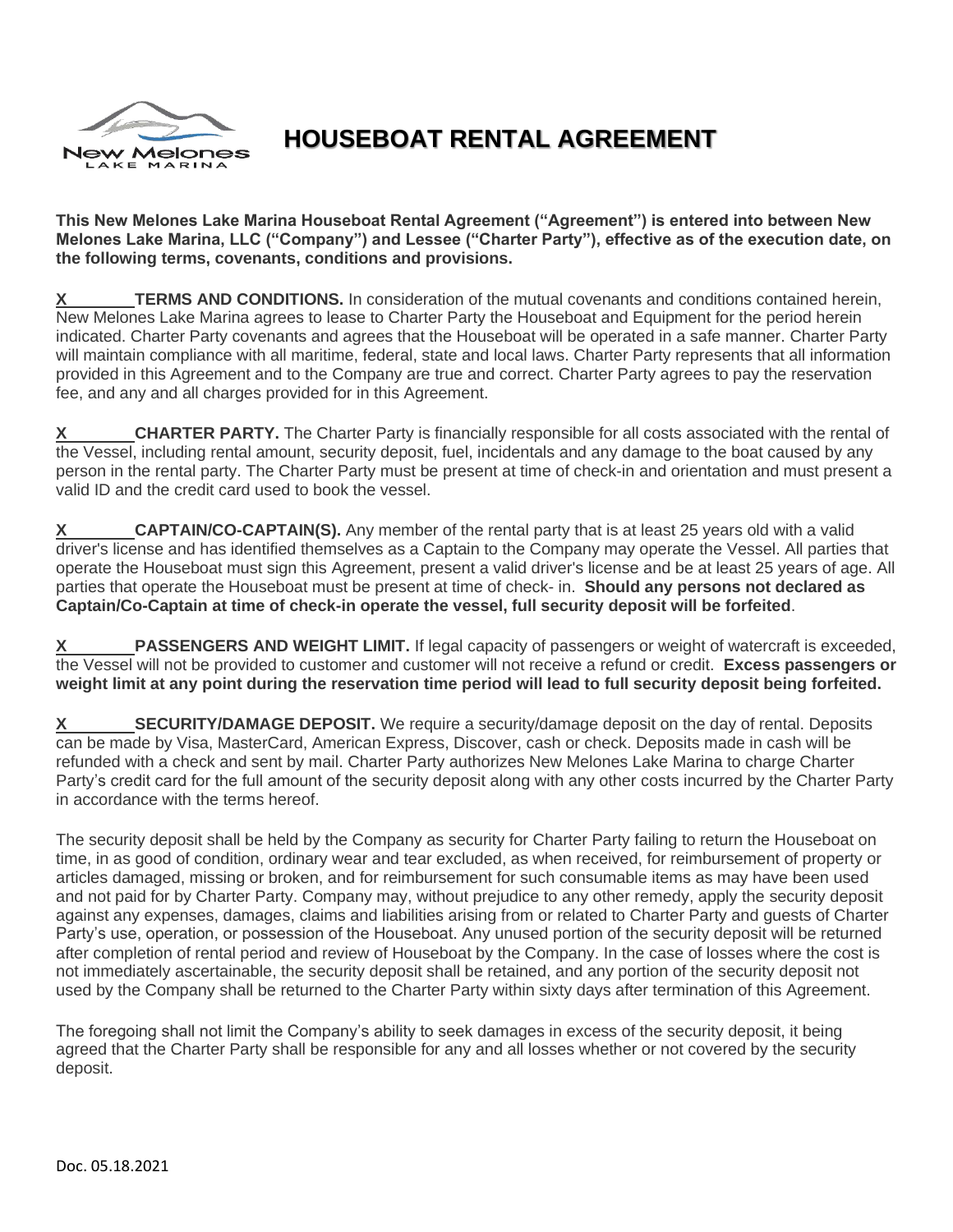# HOUSEBOAT RENTAL AGREEMENT

**This New Melones Lake Marina Houseboat Rental Agreement ("Agreement") is entered into between New Melones Lake Marina, LLC ("Company") and Lessee ("Charter Party"), effective as of the execution date, on the following terms, covenants, conditions and provisions.**

X________ **TERMS AND CONDITIONS.** In consideration of the mutual covenants and conditions contained herein, New Melones Lake Marina agrees to lease to Charter Party the Houseboat and Equipment for the period herein indicated. Charter Party covenants and agrees that the Houseboat will be operated in a safe manner. Charter Party will maintain compliance with all maritime, federal, state and local laws. Charter Party represents that all information provided in this Agreement and to the Company are true and correct. Charter Party agrees to pay the reservation fee, and any and all charges provided for in this Agreement.

X________ **CHARTER PARTY.** The Charter Party is financially responsible for all costs associated with the rental of the Vessel, including rental amount, security deposit, fuel, incidentals and any damage to the boat caused by any person in the rental party. The Charter Party must be present at time of check-in and orientation and must present a valid ID and the credit card used to book the vessel.

X________ **CAPTAIN/CO-CAPTAIN(S).** Any member of the rental party that is at least 25 years old with a valid driver's license and has identified themselves as a Captain to the Company may operate the Vessel. All parties that operate the Houseboat must sign this Agreement, present a valid driver's license and be at least 25 years of age. All parties that operate the Houseboat must be present at time of check- in. **Should any persons not declared as Captain/Co-Captain at time of check-in operate the vessel, full security deposit will be forfeited**.

X________ **PASSENGERS AND WEIGHT LIMIT.** If legal capacity of passengers or weight of watercraft is exceeded, the Vessel will not be provided to customer and customer will not receive a refund or credit. **Excess passengers or weight limit at any point during the reservation time period will lead to full security deposit being forfeited.**

X________ **SECURITY/DAMAGE DEPOSIT.** We require a security/damage deposit on the day of rental. Deposits can be made by Visa, MasterCard, American Express, Discover, cash or check. Deposits made in cash will be refunded with a check and sent by mail. Charter Party authorizes New Melones Lake Marina to charge Charter Party's credit card for the full amount of the security deposit along with any other costs incurred by the Charter Party in accordance with the terms hereof.

The security deposit shall be held by the Company as security for Charter Party failing to return the Houseboat on time, in as good of condition, ordinary wear and tear excluded, as when received, for reimbursement of property or articles damaged, missing or broken, and for reimbursement for such consumable items as may have been used and not paid for by Charter Party. Company may, without prejudice to any other remedy, apply the security deposit against any expenses, damages, claims and liabilities arising from or related to Charter Party and guests of Charter Party's use, operation, or possession of the Houseboat. Any unused portion of the security deposit will be returned after completion of rental period and review of Houseboat by the Company. In the case of losses where the cost is not immediately ascertainable, the security deposit shall be retained, and any portion of the security deposit not used by the Company shall be returned to the Charter Party within sixty days after termination of this Agreement.

The foregoing shall not limit the Company's ability to seek damages in excess of the security deposit, it being agreed that the Charter Party shall be responsible for any and all losses whether or not covered by the security deposit.

Doc. 05.18.2021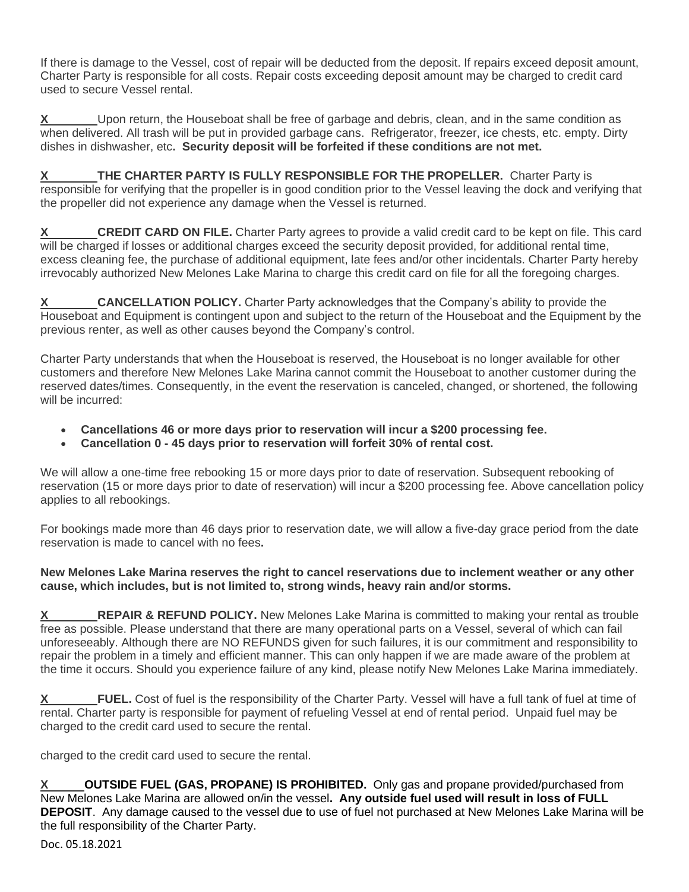If there is damage to the Vessel, cost of repair will be deducted from the deposit. If repairs exceed deposit amount, Charter Party is responsible for all costs. Repair costs exceeding deposit amount may be charged to credit card used to secure Vessel rental.

X________Upon return, the Houseboat shall be free of garbage and debris, clean, and in the same condition as when delivered. All trash will be put in provided garbage cans. Refrigerator, freezer, ice chests, etc. empty. Dirty dishes in dishwasher, etc**. Security deposit will be forfeited if these conditions are not met.**

X________**THE CHARTER PARTY IS FULLY RESPONSIBLE FOR THE PROPELLER.** Charter Party is responsible for verifying that the propeller is in good condition prior to the Vessel leaving the dock and verifying that the propeller did not experience any damage when the Vessel is returned.

X________**CREDIT CARD ON FILE.** Charter Party agrees to provide a valid credit card to be kept on file. This card will be charged if losses or additional charges exceed the security deposit provided, for additional rental time, excess cleaning fee, the purchase of additional equipment, late fees and/or other incidentals. Charter Party hereby irrevocably authorized New Melones Lake Marina to charge this credit card on file for all the foregoing charges.

X________**CANCELLATION POLICY.** Charter Party acknowledges that the Company's ability to provide the Houseboat and Equipment is contingent upon and subject to the return of the Houseboat and the Equipment by the previous renter, as well as other causes beyond the Company's control.

Charter Party understands that when the Houseboat is reserved, the Houseboat is no longer available for other customers and therefore New Melones Lake Marina cannot commit the Houseboat to another customer during the reserved dates/times. Consequently, in the event the reservation is canceled, changed, or shortened, the following will be incurred:

- **Cancellations 46 or more days prior to reservation will incur a $200 processing fee.**
- **Cancellation 0 - 45 days prior to reservation will forfeit 30% of rental cost.**

We will allow a one-time free rebooking 15 or more days prior to date of reservation. Subsequent rebooking of reservation (15 or more days prior to date of reservation) will incur a $200 processing fee. Above cancellation policy applies to all rebookings.

For bookings made more than 46 days prior to reservation date, we will allow a five-day grace period from the date reservation is made to cancel with no fees**.**

**New Melones Lake Marina reserves the right to cancel reservations due to inclement weather or any other cause, which includes, but is not limited to, strong winds, heavy rain and/or storms.**

X________**REPAIR & REFUND POLICY.** New Melones Lake Marina is committed to making your rental as trouble free as possible. Please understand that there are many operational parts on a Vessel, several of which can fail unforeseeably. Although there are NO REFUNDS given for such failures, it is our commitment and responsibility to repair the problem in a timely and efficient manner. This can only happen if we are made aware of the problem at the time it occurs. Should you experience failure of any kind, please notify New Melones Lake Marina immediately.

X________**FUEL.** Cost of fuel is the responsibility of the Charter Party. Vessel will have a full tank of fuel at time of rental. Charter party is responsible for payment of refueling Vessel at end of rental period. Unpaid fuel may be charged to the credit card used to secure the rental.

charged to the credit card used to secure the rental.

X______**OUTSIDE FUEL (GAS, PROPANE) IS PROHIBITED.** Only gas and propane provided/purchased from New Melones Lake Marina are allowed on/in the vessel**. Any outside fuel used will result in loss of FULL DEPOSIT**. Any damage caused to the vessel due to use of fuel not purchased at New Melones Lake Marina will be the full responsibility of the Charter Party.

Doc. 05.18.2021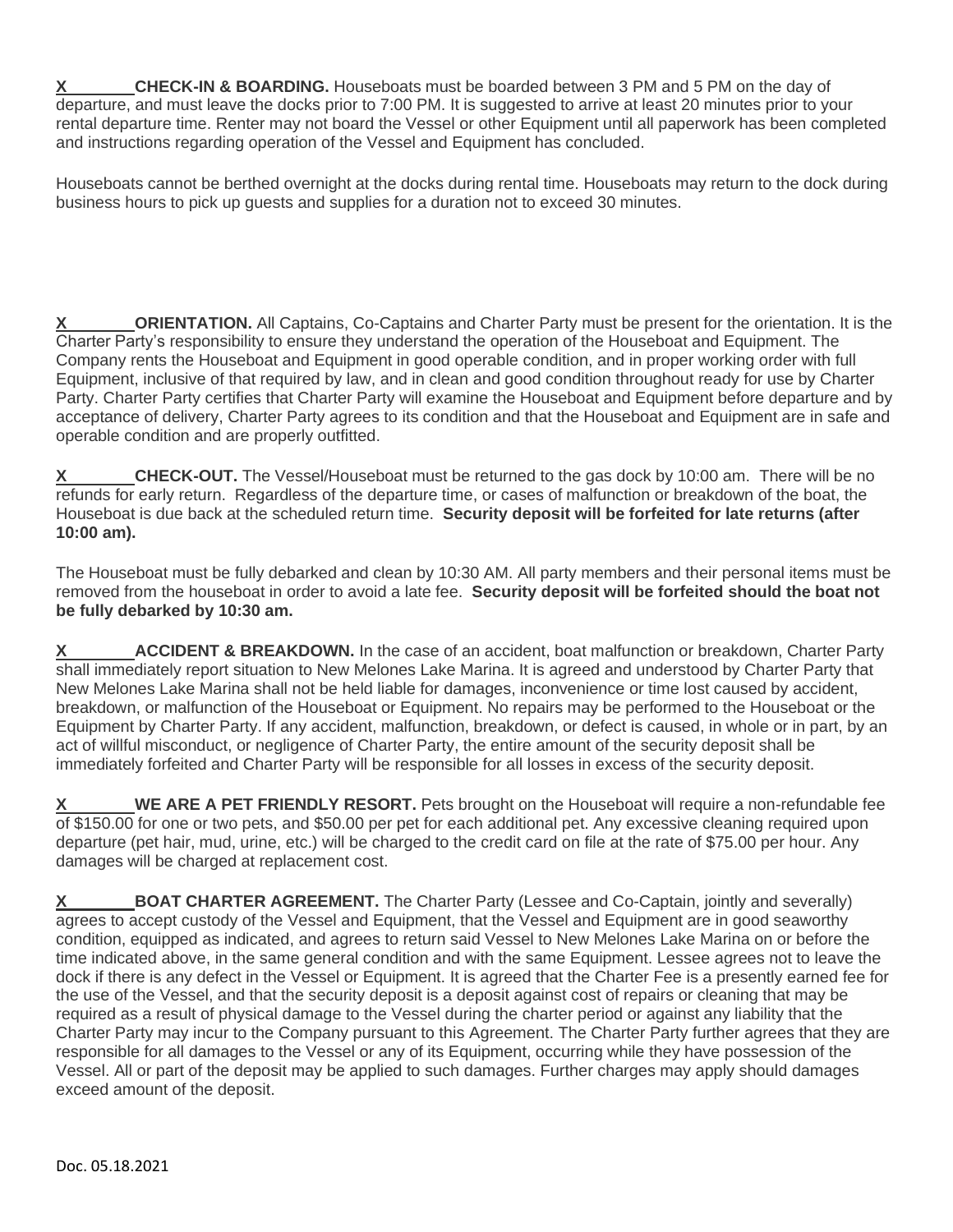**X\_\_\_\_\_\_\_\_CHECK-IN & BOARDING.** Houseboats must be boarded between 3 PM and 5 PM on the day of departure, and must leave the docks prior to 7:00 PM. It is suggested to arrive at least 20 minutes prior to your rental departure time. Renter may not board the Vessel or other Equipment until all paperwork has been completed and instructions regarding operation of the Vessel and Equipment has concluded.

Houseboats cannot be berthed overnight at the docks during rental time. Houseboats may return to the dock during business hours to pick up guests and supplies for a duration not to exceed 30 minutes.

**X\_\_\_\_\_\_\_\_ORIENTATION.** All Captains, Co-Captains and Charter Party must be present for the orientation. It is the Charter Party's responsibility to ensure they understand the operation of the Houseboat and Equipment. The Company rents the Houseboat and Equipment in good operable condition, and in proper working order with full Equipment, inclusive of that required by law, and in clean and good condition throughout ready for use by Charter Party. Charter Party certifies that Charter Party will examine the Houseboat and Equipment before departure and by acceptance of delivery, Charter Party agrees to its condition and that the Houseboat and Equipment are in safe and operable condition and are properly outfitted.

**X\_\_\_\_\_\_\_\_CHECK-OUT.** The Vessel/Houseboat must be returned to the gas dock by 10:00 am. There will be no refunds for early return. Regardless of the departure time, or cases of malfunction or breakdown of the boat, the Houseboat is due back at the scheduled return time. **Security deposit will be forfeited for late returns (after 10:00 am).**

The Houseboat must be fully debarked and clean by 10:30 AM. All party members and their personal items must be removed from the houseboat in order to avoid a late fee. **Security deposit will be forfeited should the boat not be fully debarked by 10:30 am.**

**X\_\_\_\_\_\_\_\_ACCIDENT & BREAKDOWN.** In the case of an accident, boat malfunction or breakdown, Charter Party shall immediately report situation to New Melones Lake Marina. It is agreed and understood by Charter Party that New Melones Lake Marina shall not be held liable for damages, inconvenience or time lost caused by accident, breakdown, or malfunction of the Houseboat or Equipment. No repairs may be performed to the Houseboat or the Equipment by Charter Party. If any accident, malfunction, breakdown, or defect is caused, in whole or in part, by an act of willful misconduct, or negligence of Charter Party, the entire amount of the security deposit shall be immediately forfeited and Charter Party will be responsible for all losses in excess of the security deposit.

**X\_\_\_\_\_\_\_\_WE ARE A PET FRIENDLY RESORT.** Pets brought on the Houseboat will require a non-refundable fee of $150.00 for one or two pets, and $50.00 per pet for each additional pet. Any excessive cleaning required upon departure (pet hair, mud, urine, etc.) will be charged to the credit card on file at the rate of $75.00 per hour. Any damages will be charged at replacement cost.

**X\_\_\_\_\_\_\_\_BOAT CHARTER AGREEMENT.** The Charter Party (Lessee and Co-Captain, jointly and severally) agrees to accept custody of the Vessel and Equipment, that the Vessel and Equipment are in good seaworthy condition, equipped as indicated, and agrees to return said Vessel to New Melones Lake Marina on or before the time indicated above, in the same general condition and with the same Equipment. Lessee agrees not to leave the dock if there is any defect in the Vessel or Equipment. It is agreed that the Charter Fee is a presently earned fee for the use of the Vessel, and that the security deposit is a deposit against cost of repairs or cleaning that may be required as a result of physical damage to the Vessel during the charter period or against any liability that the Charter Party may incur to the Company pursuant to this Agreement. The Charter Party further agrees that they are responsible for all damages to the Vessel or any of its Equipment, occurring while they have possession of the Vessel. All or part of the deposit may be applied to such damages. Further charges may apply should damages exceed amount of the deposit.

Doc. 05.18.2021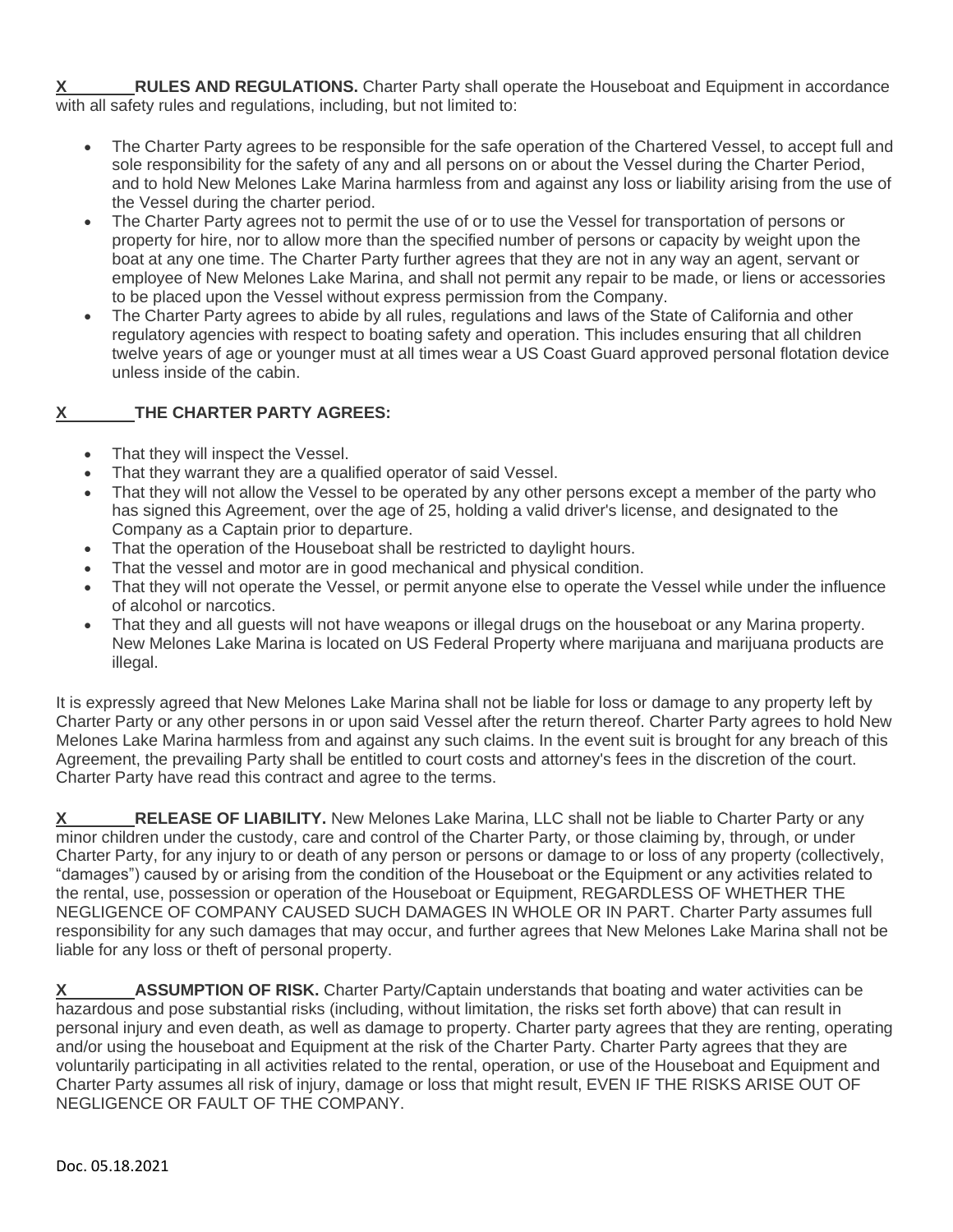**X RULES AND REGULATIONS.** Charter Party shall operate the Houseboat and Equipment in accordance with all safety rules and regulations, including, but not limited to:

- The Charter Party agrees to be responsible for the safe operation of the Chartered Vessel, to accept full and sole responsibility for the safety of any and all persons on or about the Vessel during the Charter Period, and to hold New Melones Lake Marina harmless from and against any loss or liability arising from the use of the Vessel during the charter period.
- The Charter Party agrees not to permit the use of or to use the Vessel for transportation of persons or property for hire, nor to allow more than the specified number of persons or capacity by weight upon the boat at any one time. The Charter Party further agrees that they are not in any way an agent, servant or employee of New Melones Lake Marina, and shall not permit any repair to be made, or liens or accessories to be placed upon the Vessel without express permission from the Company.
- The Charter Party agrees to abide by all rules, regulations and laws of the State of California and other regulatory agencies with respect to boating safety and operation. This includes ensuring that all children twelve years of age or younger must at all times wear a US Coast Guard approved personal flotation device unless inside of the cabin.

**X THE CHARTER PARTY AGREES:**

- That they will inspect the Vessel.
- That they warrant they are a qualified operator of said Vessel.
- That they will not allow the Vessel to be operated by any other persons except a member of the party who has signed this Agreement, over the age of 25, holding a valid driver's license, and designated to the Company as a Captain prior to departure.
- That the operation of the Houseboat shall be restricted to daylight hours.
- That the vessel and motor are in good mechanical and physical condition.
- That they will not operate the Vessel, or permit anyone else to operate the Vessel while under the influence of alcohol or narcotics.
- That they and all guests will not have weapons or illegal drugs on the houseboat or any Marina property. New Melones Lake Marina is located on US Federal Property where marijuana and marijuana products are illegal.

It is expressly agreed that New Melones Lake Marina shall not be liable for loss or damage to any property left by Charter Party or any other persons in or upon said Vessel after the return thereof. Charter Party agrees to hold New Melones Lake Marina harmless from and against any such claims. In the event suit is brought for any breach of this Agreement, the prevailing Party shall be entitled to court costs and attorney's fees in the discretion of the court. Charter Party have read this contract and agree to the terms.

**X RELEASE OF LIABILITY.** New Melones Lake Marina, LLC shall not be liable to Charter Party or any minor children under the custody, care and control of the Charter Party, or those claiming by, through, or under Charter Party, for any injury to or death of any person or persons or damage to or loss of any property (collectively, "damages") caused by or arising from the condition of the Houseboat or the Equipment or any activities related to the rental, use, possession or operation of the Houseboat or Equipment, REGARDLESS OF WHETHER THE NEGLIGENCE OF COMPANY CAUSED SUCH DAMAGES IN WHOLE OR IN PART. Charter Party assumes full responsibility for any such damages that may occur, and further agrees that New Melones Lake Marina shall not be liable for any loss or theft of personal property.

**X ASSUMPTION OF RISK.** Charter Party/Captain understands that boating and water activities can be hazardous and pose substantial risks (including, without limitation, the risks set forth above) that can result in personal injury and even death, as well as damage to property. Charter party agrees that they are renting, operating and/or using the houseboat and Equipment at the risk of the Charter Party. Charter Party agrees that they are voluntarily participating in all activities related to the rental, operation, or use of the Houseboat and Equipment and Charter Party assumes all risk of injury, damage or loss that might result, EVEN IF THE RISKS ARISE OUT OF NEGLIGENCE OR FAULT OF THE COMPANY.

Doc. 05.18.2021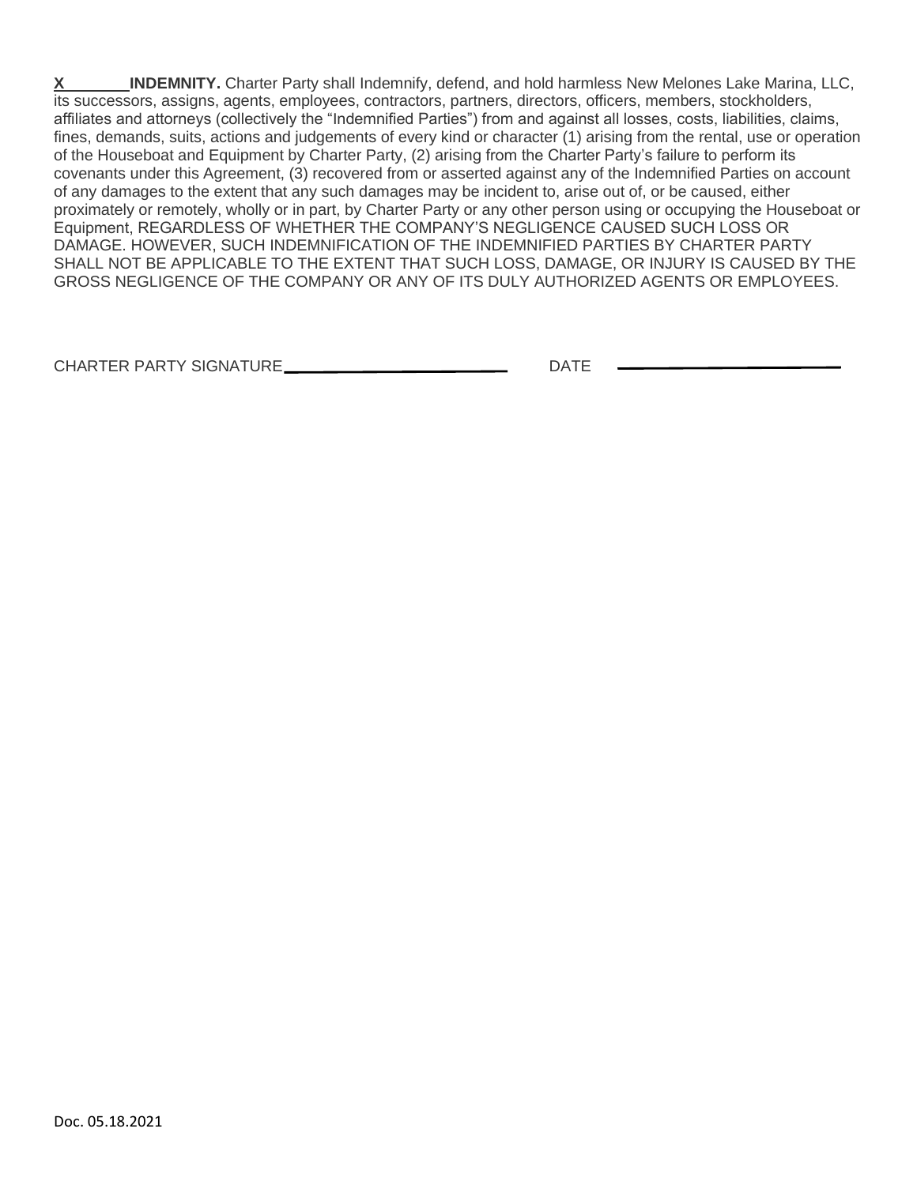**X\_\_\_\_\_\_\_\_INDEMNITY.** Charter Party shall Indemnify, defend, and hold harmless New Melones Lake Marina, LLC, its successors, assigns, agents, employees, contractors, partners, directors, officers, members, stockholders, affiliates and attorneys (collectively the "Indemnified Parties") from and against all losses, costs, liabilities, claims, fines, demands, suits, actions and judgements of every kind or character (1) arising from the rental, use or operation of the Houseboat and Equipment by Charter Party, (2) arising from the Charter Party's failure to perform its covenants under this Agreement, (3) recovered from or asserted against any of the Indemnified Parties on account of any damages to the extent that any such damages may be incident to, arise out of, or be caused, either proximately or remotely, wholly or in part, by Charter Party or any other person using or occupying the Houseboat or Equipment, REGARDLESS OF WHETHER THE COMPANY'S NEGLIGENCE CAUSED SUCH LOSS OR DAMAGE. HOWEVER, SUCH INDEMNIFICATION OF THE INDEMNIFIED PARTIES BY CHARTER PARTY SHALL NOT BE APPLICABLE TO THE EXTENT THAT SUCH LOSS, DAMAGE, OR INJURY IS CAUSED BY THE GROSS NEGLIGENCE OF THE COMPANY OR ANY OF ITS DULY AUTHORIZED AGENTS OR EMPLOYEES.

CHARTER PARTY SIGNATURE\_\_\_\_\_\_\_\_\_\_\_\_\_\_\_\_\_\_\_\_\_\_\_\_\_\_ DATE \_\_\_\_\_\_\_\_\_\_\_\_\_\_\_\_\_\_\_\_\_\_\_\_\_\_

Doc. 05.18.2021